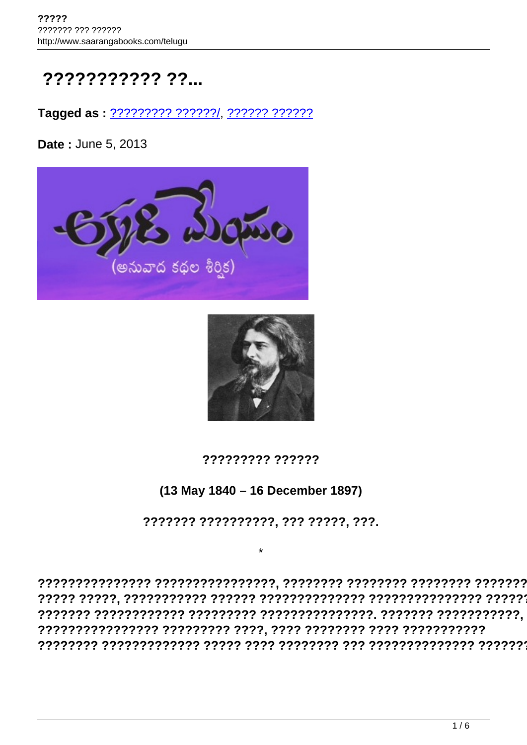# ??????????? ??...

**Tagged as :** ????????? ??????/, ?????? ??????

**Date :** June 5, 2013

**????????? ??????**

**(13 May 1840 – 16 December 1897)**

**??????? ??????????, ??? ?????, ???.**

\*

**??????????????? ????????????????, ???????? ???????? ???????? ??????? ????? ?????, ??????????? ?????? ?????????????? ??????????????? ?????? ??????? ???????????? ????????? ???????????????. ??????? ???????????, ???????????????? ????????? ????, ???? ???????? ???? ??????????? ???????? ????????????? ????? ???? ???????? ??? ?????????????? ???????**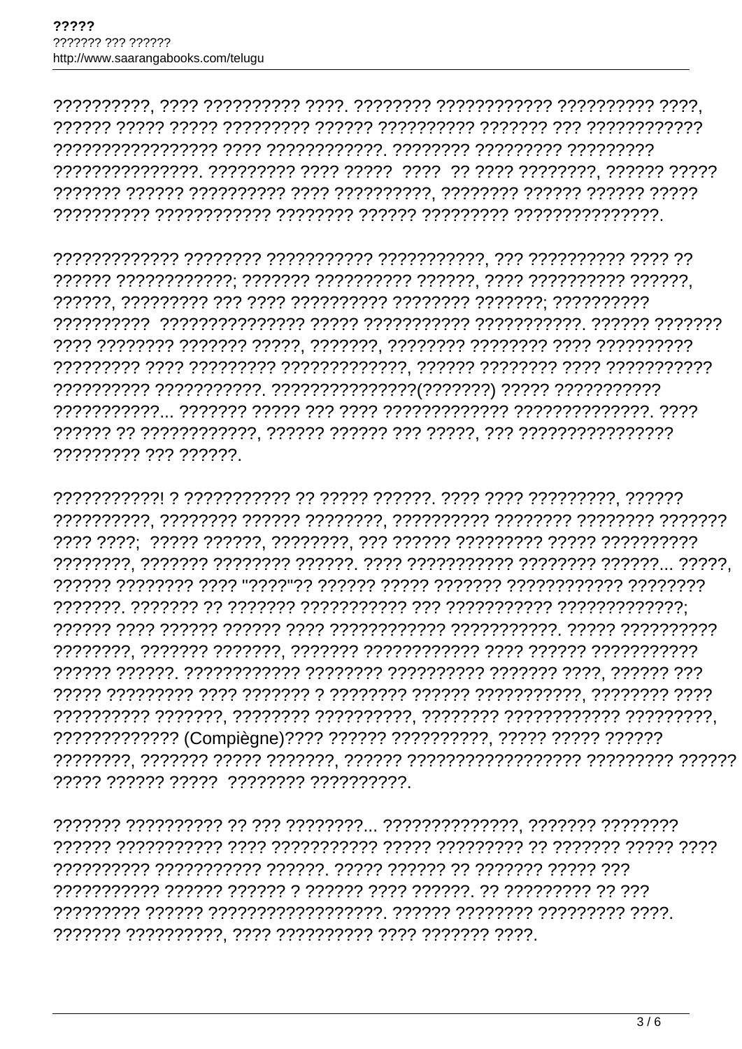??????????, ???? ?????????? ????. ???????? ???????????? ?????????? ????, ?????? ????? ????? ????????? ?????? ?????????? ??????? ??? ???????????? ???????????????? ???? ????????????. ???????? ????????? ????????? ???????????????. ????????? ???? ?????  ????  ?? ???? ????????, ?????? ????? ??????? ?????? ?????????? ???? ??????????, ???????? ?????? ?????? ????? ?????????? ???????????? ???????? ?????? ????????? ????????????????.

????????????? ???????? ??????????? ???????????, ??? ?????????? ???? ?? ?????? ????????????; ??????? ?????????? ??????, ???? ?????????? ??????, ??????, ????????? ??? ???? ?????????? ???????? ???????; ?????????? ??????????  ??????????????? ????? ??????????? ???????????. ?????? ??????? ???? ???????? ??????? ?????, ???????, ???????? ???????? ???? ?????????? ????????? ???? ????????? ?????????????, ?????? ???????? ???? ??????????? ?????????? ???????????. ???????????????(???????) ????? ??????????? ???????????... ??????? ????? ??? ???? ????????????? ??????????????. ???? ?????? ?? ????????????, ?????? ?????? ??? ?????, ??? ???????????????? ????????? ??? ??????.

???????????! ? ??????????? ?? ????? ??????. ???? ???? ?????????, ?????? ??????????, ???????? ?????? ????????, ?????????? ???????? ???????? ??????? ???? ????;  ????? ??????, ????????, ??? ?????? ????????? ????? ?????????? ????????, ??????? ???????? ??????. ???? ??????????? ???????? ??????... ?????, ?????? ???????? ???? "????"?? ?????? ????? ??????? ???????????? ???????? ???????. ??????? ?? ??????? ??????????? ??? ??????????? ?????????????; ?????? ???? ?????? ?????? ???? ???????????? ???????????. ????? ?????????? ????????, ??????? ???????, ??????? ???????????? ???? ?????? ??????????? ?????? ??????. ??????????? ???????? ?????????? ??????? ????, ?????? ??? ????? ????????? ???? ??????? ? ???????? ?????? ???????????, ???????? ???? ?????????? ???????, ???????? ??????????, ???????? ??????????? ?????????, ????????????? (Compiègne)???? ?????? ??????????, ????? ????? ?????? ????????, ??????? ????? ???????, ?????? ????????????????? ????????? ?????? ????? ?????? ?????  ???????? ??????????.

??????? ?????????? ?? ??? ????????... ??????????????, ??????? ???????? ?????? ??????????? ???? ??????????? ????? ????????? ?? ??????? ????? ???? ?????????? ??????????? ??????. ????? ?????? ?? ??????? ????? ??? ??????????? ?????? ?????? ? ?????? ???? ??????. ?? ????????? ?? ??? ????????? ?????? ??????????????????. ?????? ???????? ????????? ????. ??????? ??????????, ???? ?????????? ???? ??????? ????.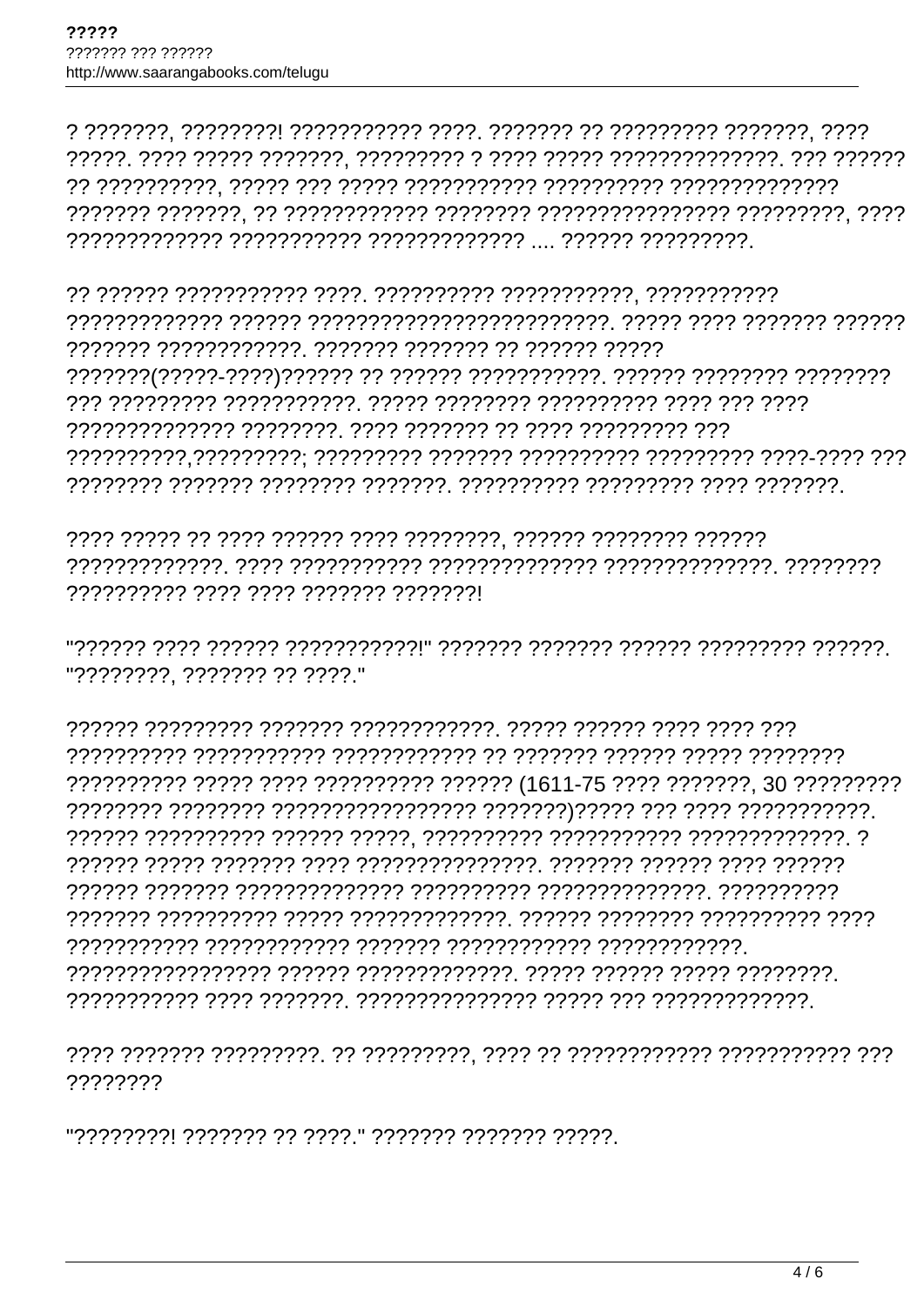? ???????, ????????! ??????????? ????. ??????? ?? ????????? ???????, ???? ?????. ???? ????? ???????, ????????? ? ???? ????? ??????????????. ??? ?????? ?? ??????????, ????? ??? ????? ??????????? ?????????? ??????????????? ??????? ???????, ?? ???????????? ???????? ???????????????? ?????????, ???? ????????????? ??????????? ????????????? .... ?????? ?????????.

?? ?????? ??????????? ????. ?????????? ???????????, ??????????? ????????????? ?????? ?????????????????????????. ????? ???? ??????? ?????? ??????? ????????????. ??????? ??????? ?? ?????? ????? ???????(?????-????)?????? ?? ?????? ???????????. ?????? ???????? ???????? ??? ????????? ???????????. ????? ???????? ?????????? ???? ??? ???? ?????????????? ????????. ???? ??????? ?? ????? ????????? ??? ??????????,?????????; ????????? ??????? ?????????? ????????? ????-???? ??? ???????? ??????? ???????? ???????. ?????????? ????????? ???? ???????.

???? ????? ?? ???? ?????? ???? ????????, ?????? ???????? ?????? ?????????????. ???? ??????????? ?????????????? ??????????????. ???????? ?????????? ???? ???? ??????? ???????!

"?????? ???? ?????? ???????????!" ??????? ??????? ?????? ????????? ??????. "????????, ??????? ?? ????."

?????? ????????? ??????? ????????????. ????? ?????? ???? ???? ??? ?????????? ??????????? ???????????? ?? ??????? ?????? ????? ???????? ?????????? ????? ???? ?????????? ?????? (1611-75 ???? ???????, 30 ????????? ???????? ???????? ????????????????? ???????)????? ??? ???? ???????????. ?????? ?????????? ?????? ?????, ?????????? ??????????? ?????????????. ? ?????? ????? ??????? ???? ???????????????. ??????? ?????? ???? ?????? ?????? ??????? ?????????????? ?????????? ??????????????. ?????????? ??????? ?????????? ????? ?????????????. ?????? ???????? ?????????? ???? ??????????? ???????????? ??????? ???????????? ?????????????. ???????????????? ?????? ?????????????. ????? ?????? ????? ????????. ??????????? ???? ???????. ??????????????? ????? ??? ?????????????.

???? ??????? ?????????. ?? ?????????, ???? ?? ???????????? ??????????? ??? ????????

"????????! ??????? ?? ????." ??????? ??????? ?????.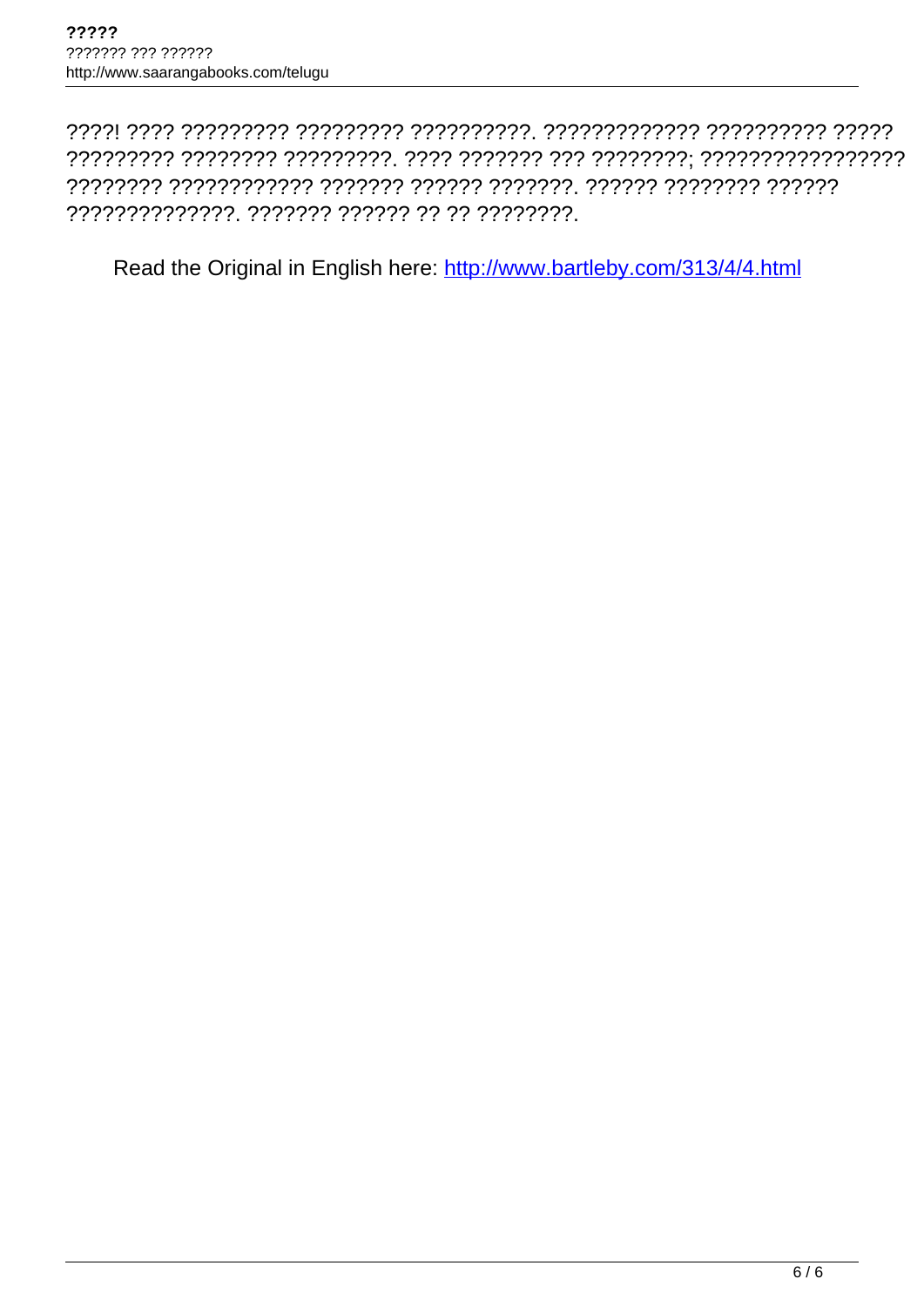????! ???? ????????? ????????? ??????????. ????????????? ?????????? ????? ????????? ???????? ?????????. ???? ??????? ??? ????????; ????????????????? ???????? ???????????? ??????? ?????? ???????. ?????? ???????? ?????? ??????????????. ??????? ?????? ?? ?? ????????.

Read the Original in English here: http://www.bartleby.com/313/4/4.html